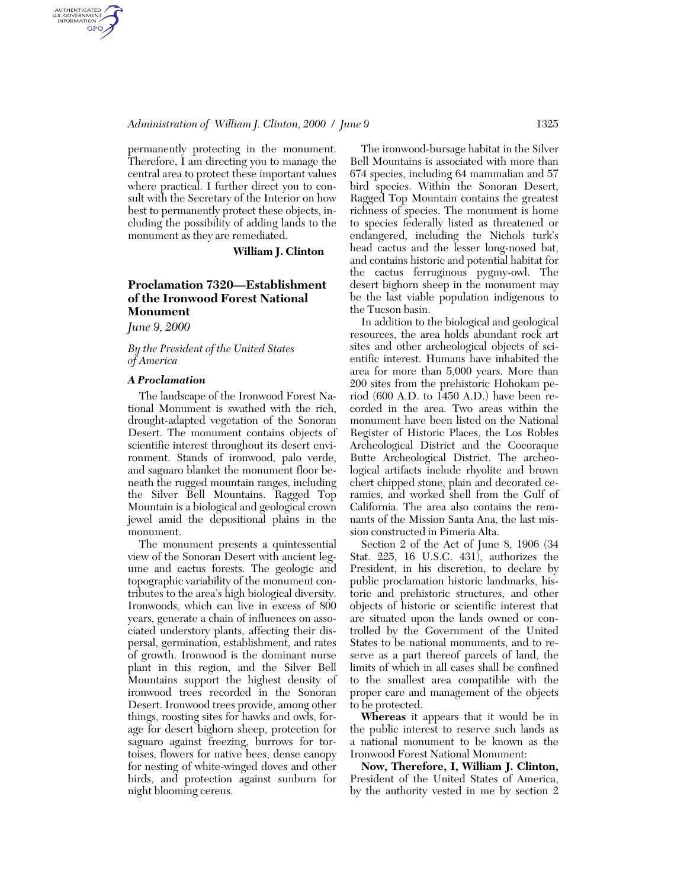permanently protecting in the monument. Therefore, I am directing you to manage the central area to protect these important values where practical. I further direct you to consult with the Secretary of the Interior on how best to permanently protect these objects, including the possibility of adding lands to the monument as they are remediated.

**William J. Clinton**

## Proclamation 7320—Establishment of the Ironwood Forest National Monument

*June 9, 2000*

*By the President of the United States of America*

### *A Proclamation*

The landscape of the Ironwood Forest National Monument is swathed with the rich, drought-adapted vegetation of the Sonoran Desert. The monument contains objects of scientific interest throughout its desert environment. Stands of ironwood, palo verde, and saguaro blanket the monument floor beneath the rugged mountain ranges, including the Silver Bell Mountains. Ragged Top Mountain is a biological and geological crown jewel amid the depositional plains in the monument.

The monument presents a quintessential view of the Sonoran Desert with ancient legume and cactus forests. The geologic and topographic variability of the monument contributes to the area's high biological diversity. Ironwoods, which can live in excess of 800 years, generate a chain of influences on associated understory plants, affecting their dispersal, germination, establishment, and rates of growth. Ironwood is the dominant nurse plant in this region, and the Silver Bell Mountains support the highest density of ironwood trees recorded in the Sonoran Desert. Ironwood trees provide, among other things, roosting sites for hawks and owls, forage for desert bighorn sheep, protection for saguaro against freezing, burrows for tortoises, flowers for native bees, dense canopy for nesting of white-winged doves and other birds, and protection against sunburn for night blooming cereus.

The ironwood-bursage habitat in the Silver Bell Mountains is associated with more than 674 species, including 64 mammalian and 57 bird species. Within the Sonoran Desert, Ragged Top Mountain contains the greatest richness of species. The monument is home to species federally listed as threatened or endangered, including the Nichols turk's head cactus and the lesser long-nosed bat, and contains historic and potential habitat for the cactus ferruginous pygmy-owl. The desert bighorn sheep in the monument may be the last viable population indigenous to the Tucson basin.

In addition to the biological and geological resources, the area holds abundant rock art sites and other archeological objects of scientific interest. Humans have inhabited the area for more than 5,000 years. More than 200 sites from the prehistoric Hohokam period (600 A.D. to 1450 A.D.) have been recorded in the area. Two areas within the monument have been listed on the National Register of Historic Places, the Los Robles Archeological District and the Cocoraque Butte Archeological District. The archeological artifacts include rhyolite and brown chert chipped stone, plain and decorated ceramics, and worked shell from the Gulf of California. The area also contains the remnants of the Mission Santa Ana, the last mission constructed in Pimeria Alta.

Section 2 of the Act of June 8, 1906 (34 Stat. 225, 16 U.S.C. 431), authorizes the President, in his discretion, to declare by public proclamation historic landmarks, historic and prehistoric structures, and other objects of historic or scientific interest that are situated upon the lands owned or controlled by the Government of the United States to be national monuments, and to reserve as a part thereof parcels of land, the limits of which in all cases shall be confined to the smallest area compatible with the proper care and management of the objects to be protected.

**Whereas** it appears that it would be in the public interest to reserve such lands as a national monument to be known as the Ironwood Forest National Monument:

**Now, Therefore, I, William J. Clinton,** President of the United States of America, by the authority vested in me by section 2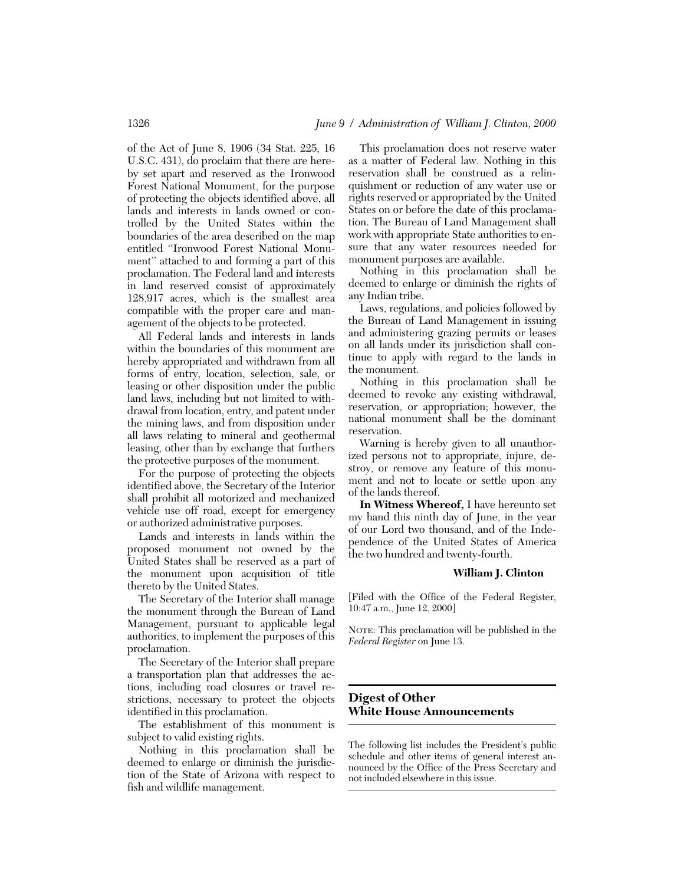of the Act of June 8, 1906 (34 Stat. 225, 16 U.S.C. 431), do proclaim that there are hereby set apart and reserved as the Ironwood Forest National Monument, for the purpose of protecting the objects identified above, all lands and interests in lands owned or controlled by the United States within the boundaries of the area described on the map entitled "Ironwood Forest National Monument" attached to and forming a part of this proclamation. The Federal land and interests in land reserved consist of approximately 128,917 acres, which is the smallest area compatible with the proper care and management of the objects to be protected.

All Federal lands and interests in lands within the boundaries of this monument are hereby appropriated and withdrawn from all forms of entry, location, selection, sale, or leasing or other disposition under the public land laws, including but not limited to withdrawal from location, entry, and patent under the mining laws, and from disposition under all laws relating to mineral and geothermal leasing, other than by exchange that furthers the protective purposes of the monument.

For the purpose of protecting the objects identified above, the Secretary of the Interior shall prohibit all motorized and mechanized vehicle use off road, except for emergency or authorized administrative purposes.

Lands and interests in lands within the proposed monument not owned by the United States shall be reserved as a part of the monument upon acquisition of title thereto by the United States.

The Secretary of the Interior shall manage the monument through the Bureau of Land Management, pursuant to applicable legal authorities, to implement the purposes of this proclamation.

The Secretary of the Interior shall prepare a transportation plan that addresses the actions, including road closures or travel restrictions, necessary to protect the objects identified in this proclamation.

The establishment of this monument is subject to valid existing rights.

Nothing in this proclamation shall be deemed to enlarge or diminish the jurisdiction of the State of Arizona with respect to fish and wildlife management.

This proclamation does not reserve water as a matter of Federal law. Nothing in this reservation shall be construed as a relinquishment or reduction of any water use or rights reserved or appropriated by the United States on or before the date of this proclamation. The Bureau of Land Management shall work with appropriate State authorities to ensure that any water resources needed for monument purposes are available.

Nothing in this proclamation shall be deemed to enlarge or diminish the rights of any Indian tribe.

Laws, regulations, and policies followed by the Bureau of Land Management in issuing and administering grazing permits or leases on all lands under its jurisdiction shall continue to apply with regard to the lands in the monument.

Nothing in this proclamation shall be deemed to revoke any existing withdrawal, reservation, or appropriation; however, the national monument shall be the dominant reservation.

Warning is hereby given to all unauthorized persons not to appropriate, injure, destroy, or remove any feature of this monument and not to locate or settle upon any of the lands thereof.

**In Witness Whereof,** I have hereunto set my hand this ninth day of June, in the year of our Lord two thousand, and of the Independence of the United States of America the two hundred and twenty-fourth.

**William J. Clinton**

[Filed with the Office of the Federal Register, 10:47 a.m., June 12, 2000]

NOTE: This proclamation will be published in the *Federal Register* on June 13.

## Digest of Other White House Announcements

The following list includes the President's public schedule and other items of general interest announced by the Office of the Press Secretary and not included elsewhere in this issue.